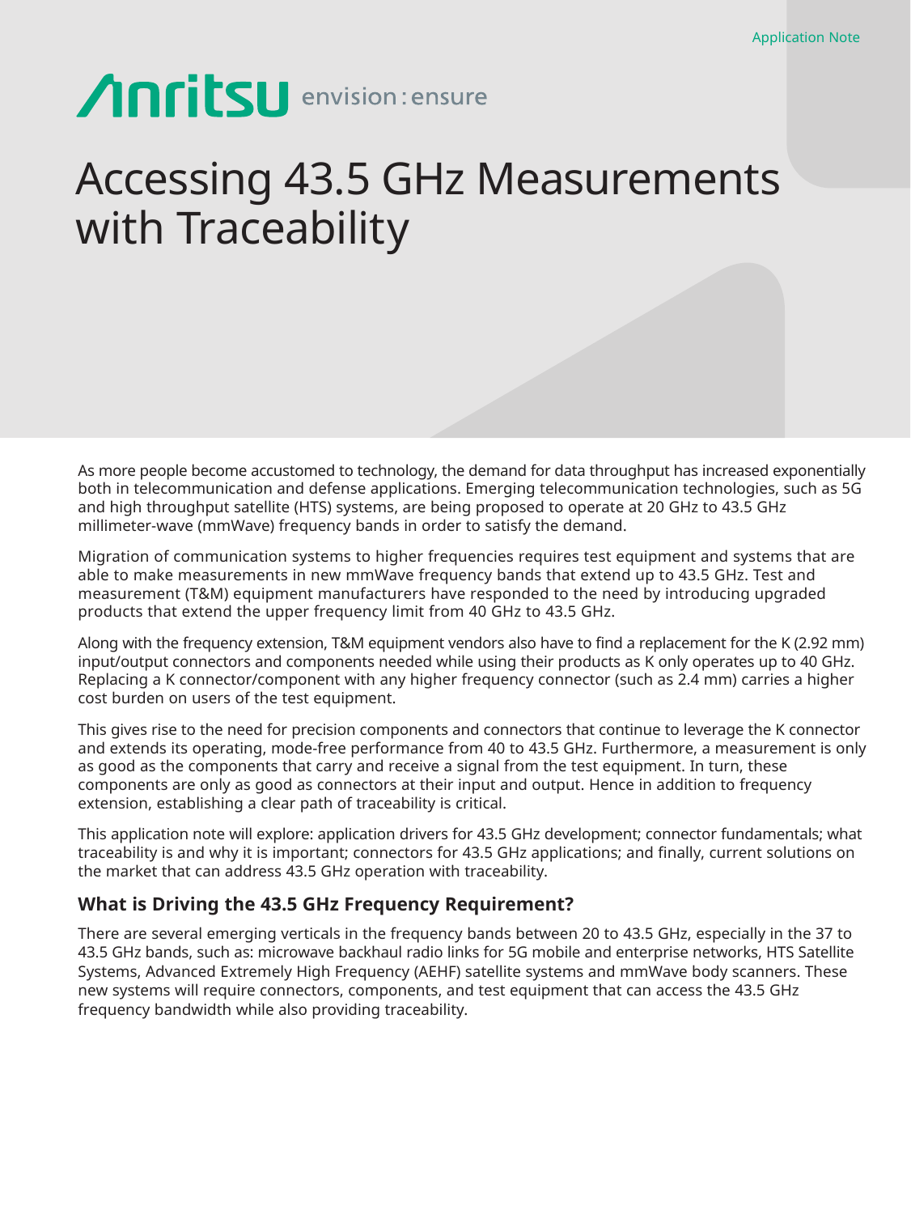Application Note

Anritsu envision : ensure

# Accessing 43.5 GHz Measurements with Traceability

As more people become accustomed to technology, the demand for data throughput has increased exponentially both in telecommunication and defense applications. Emerging telecommunication technologies, such as 5G and high throughput satellite (HTS) systems, are being proposed to operate at 20 GHz to 43.5 GHz millimeter-wave (mmWave) frequency bands in order to satisfy the demand.

Migration of communication systems to higher frequencies requires test equipment and systems that are able to make measurements in new mmWave frequency bands that extend up to 43.5 GHz. Test and measurement (T&M) equipment manufacturers have responded to the need by introducing upgraded products that extend the upper frequency limit from 40 GHz to 43.5 GHz.

Along with the frequency extension, T&M equipment vendors also have to find a replacement for the K (2.92 mm) input/output connectors and components needed while using their products as K only operates up to 40 GHz. Replacing a K connector/component with any higher frequency connector (such as 2.4 mm) carries a higher cost burden on users of the test equipment.

This gives rise to the need for precision components and connectors that continue to leverage the K connector and extends its operating, mode-free performance from 40 to 43.5 GHz. Furthermore, a measurement is only as good as the components that carry and receive a signal from the test equipment. In turn, these components are only as good as connectors at their input and output. Hence in addition to frequency extension, establishing a clear path of traceability is critical.

This application note will explore: application drivers for 43.5 GHz development; connector fundamentals; what traceability is and why it is important; connectors for 43.5 GHz applications; and finally, current solutions on the market that can address 43.5 GHz operation with traceability.

## What is Driving the 43.5 GHz Frequency Requirement?

There are several emerging verticals in the frequency bands between 20 to 43.5 GHz, especially in the 37 to 43.5 GHz bands, such as: microwave backhaul radio links for 5G mobile and enterprise networks, HTS Satellite Systems, Advanced Extremely High Frequency (AEHF) satellite systems and mmWave body scanners. These new systems will require connectors, components, and test equipment that can access the 43.5 GHz frequency bandwidth while also providing traceability.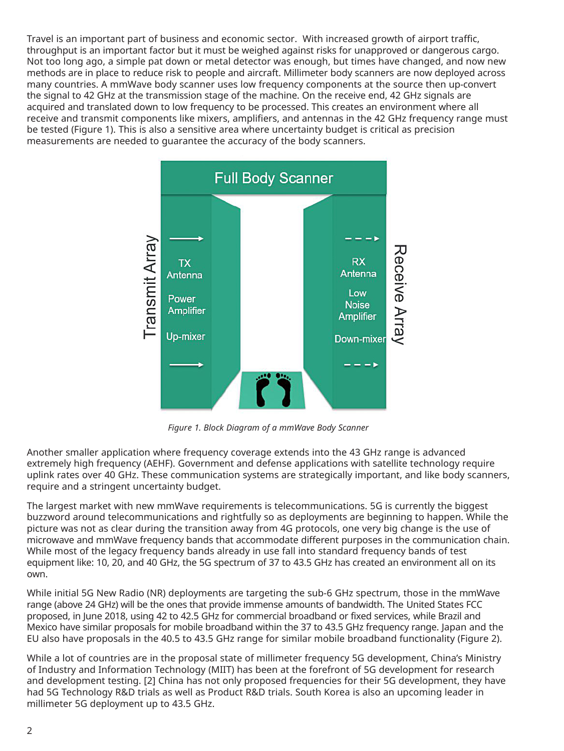Travel is an important part of business and economic sector. With increased growth of airport traffic, throughput is an important factor but it must be weighed against risks for unapproved or dangerous cargo. Not too long ago, a simple pat down or metal detector was enough, but times have changed, and now new methods are in place to reduce risk to people and aircraft. Millimeter body scanners are now deployed across many countries. A mmWave body scanner uses low frequency components at the source then up-convert the signal to 42 GHz at the transmission stage of the machine. On the receive end, 42 GHz signals are acquired and translated down to low frequency to be processed. This creates an environment where all receive and transmit components like mixers, amplifiers, and antennas in the 42 GHz frequency range must be tested (Figure 1). This is also a sensitive area where uncertainty budget is critical as precision measurements are needed to guarantee the accuracy of the body scanners.

*Figure 1. Block Diagram of a mmWave Body Scanner*

Another smaller application where frequency coverage extends into the 43 GHz range is advanced extremely high frequency (AEHF). Government and defense applications with satellite technology require uplink rates over 40 GHz. These communication systems are strategically important, and like body scanners, require and a stringent uncertainty budget.

The largest market with new mmWave requirements is telecommunications. 5G is currently the biggest buzzword around telecommunications and rightfully so as deployments are beginning to happen. While the picture was not as clear during the transition away from 4G protocols, one very big change is the use of microwave and mmWave frequency bands that accommodate different purposes in the communication chain. While most of the legacy frequency bands already in use fall into standard frequency bands of test equipment like: 10, 20, and 40 GHz, the 5G spectrum of 37 to 43.5 GHz has created an environment all on its own.

While initial 5G New Radio (NR) deployments are targeting the sub-6 GHz spectrum, those in the mmWave range (above 24 GHz) will be the ones that provide immense amounts of bandwidth. The United States FCC proposed, in June 2018, using 42 to 42.5 GHz for commercial broadband or fixed services, while Brazil and Mexico have similar proposals for mobile broadband within the 37 to 43.5 GHz frequency range. Japan and the EU also have proposals in the 40.5 to 43.5 GHz range for similar mobile broadband functionality (Figure 2).

While a lot of countries are in the proposal state of millimeter frequency 5G development, China's Ministry of Industry and Information Technology (MIIT) has been at the forefront of 5G development for research and development testing. [2] China has not only proposed frequencies for their 5G development, they have had 5G Technology R&D trials as well as Product R&D trials. South Korea is also an upcoming leader in millimeter 5G deployment up to 43.5 GHz.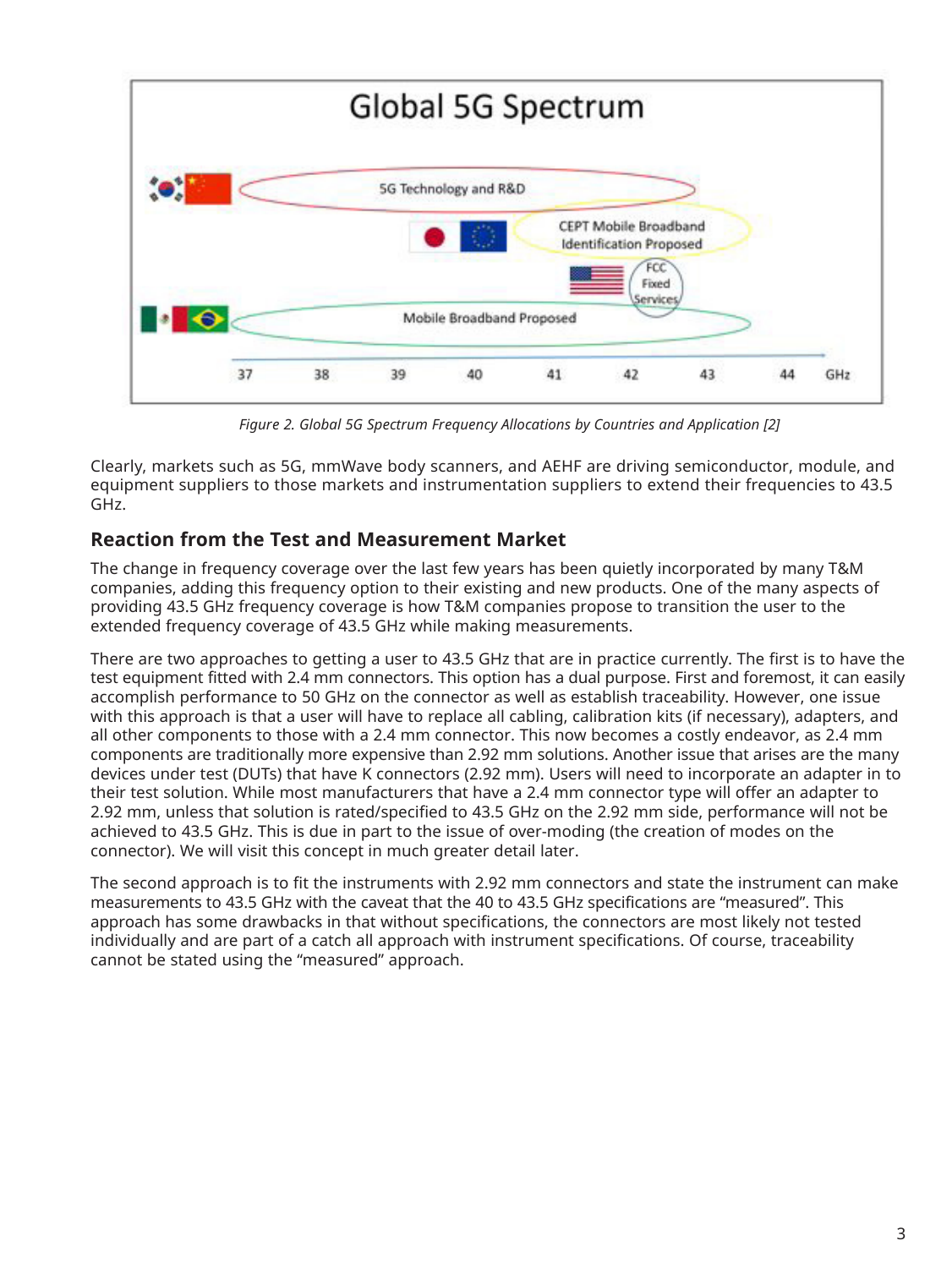*Figure 2. Global 5G Spectrum Frequency Allocations by Countries and Application [2]*

Clearly, markets such as 5G, mmWave body scanners, and AEHF are driving semiconductor, module, and equipment suppliers to those markets and instrumentation suppliers to extend their frequencies to 43.5 GHz.

## Reaction from the Test and Measurement Market

The change in frequency coverage over the last few years has been quietly incorporated by many T&M companies, adding this frequency option to their existing and new products. One of the many aspects of providing 43.5 GHz frequency coverage is how T&M companies propose to transition the user to the extended frequency coverage of 43.5 GHz while making measurements.

There are two approaches to getting a user to 43.5 GHz that are in practice currently. The first is to have the test equipment fitted with 2.4 mm connectors. This option has a dual purpose. First and foremost, it can easily accomplish performance to 50 GHz on the connector as well as establish traceability. However, one issue with this approach is that a user will have to replace all cabling, calibration kits (if necessary), adapters, and all other components to those with a 2.4 mm connector. This now becomes a costly endeavor, as 2.4 mm components are traditionally more expensive than 2.92 mm solutions. Another issue that arises are the many devices under test (DUTs) that have K connectors (2.92 mm). Users will need to incorporate an adapter in to their test solution. While most manufacturers that have a 2.4 mm connector type will offer an adapter to 2.92 mm, unless that solution is rated/specified to 43.5 GHz on the 2.92 mm side, performance will not be achieved to 43.5 GHz. This is due in part to the issue of over-moding (the creation of modes on the connector). We will visit this concept in much greater detail later.

The second approach is to fit the instruments with 2.92 mm connectors and state the instrument can make measurements to 43.5 GHz with the caveat that the 40 to 43.5 GHz specifications are "measured". This approach has some drawbacks in that without specifications, the connectors are most likely not tested individually and are part of a catch all approach with instrument specifications. Of course, traceability cannot be stated using the "measured" approach.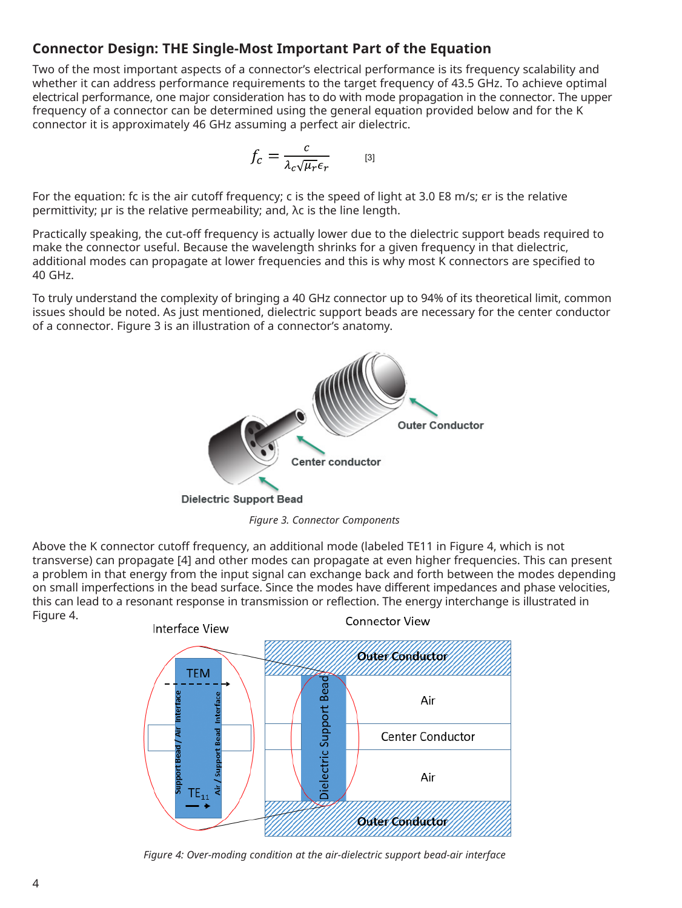## Connector Design: THE Single-Most Important Part of the Equation

Two of the most important aspects of a connector's electrical performance is its frequency scalability and whether it can address performance requirements to the target frequency of 43.5 GHz. To achieve optimal electrical performance, one major consideration has to do with mode propagation in the connector. The upper frequency of a connector can be determined using the general equation provided below and for the K connector it is approximately 46 GHz assuming a perfect air dielectric.

$$f_c = \frac{c}{\lambda_c \sqrt{\mu_r} \epsilon_r} \qquad [3]$$

For the equation: fc is the air cutoff frequency; c is the speed of light at 3.0 E8 m/s; ϵr is the relative permittivity; μr is the relative permeability; and, λc is the line length.

Practically speaking, the cut-off frequency is actually lower due to the dielectric support beads required to make the connector useful. Because the wavelength shrinks for a given frequency in that dielectric, additional modes can propagate at lower frequencies and this is why most K connectors are specified to 40 GHz.

To truly understand the complexity of bringing a 40 GHz connector up to 94% of its theoretical limit, common issues should be noted. As just mentioned, dielectric support beads are necessary for the center conductor of a connector. Figure 3 is an illustration of a connector's anatomy.

*Figure 3. Connector Components*

Above the K connector cutoff frequency, an additional mode (labeled TE11 in Figure 4, which is not transverse) can propagate [4] and other modes can propagate at even higher frequencies. This can present a problem in that energy from the input signal can exchange back and forth between the modes depending on small imperfections in the bead surface. Since the modes have different impedances and phase velocities, this can lead to a resonant response in transmission or reflection. The energy interchange is illustrated in Figure 4.

*Figure 4: Over-moding condition at the air-dielectric support bead-air interface*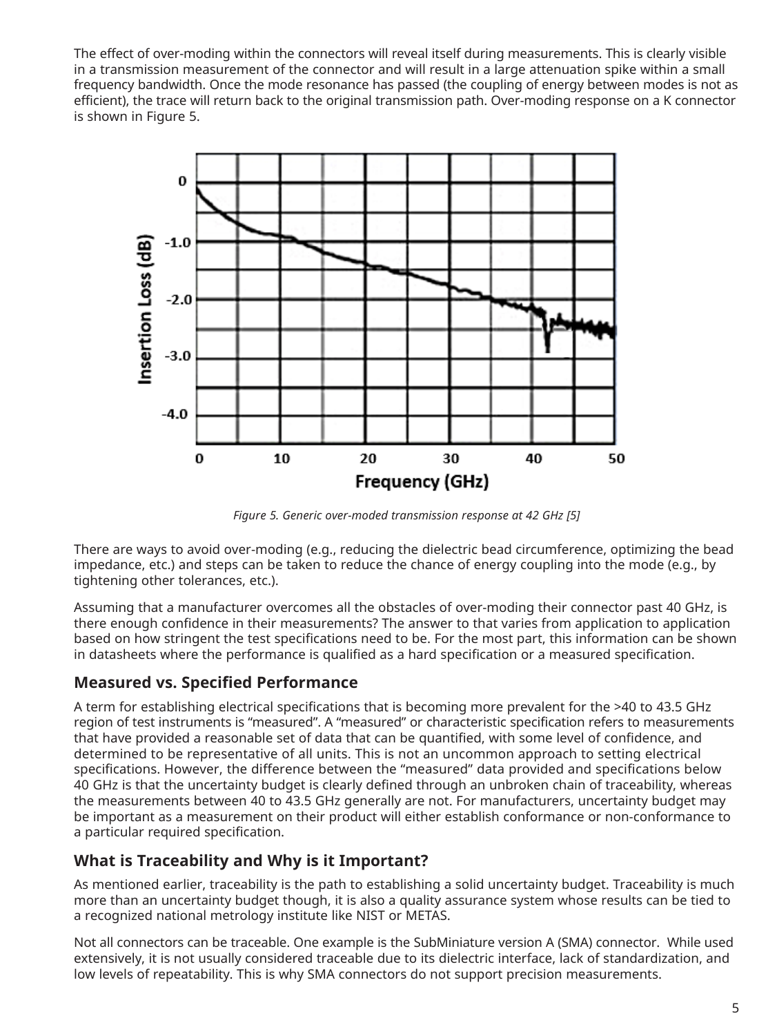The effect of over-moding within the connectors will reveal itself during measurements. This is clearly visible in a transmission measurement of the connector and will result in a large attenuation spike within a small frequency bandwidth. Once the mode resonance has passed (the coupling of energy between modes is not as efficient), the trace will return back to the original transmission path. Over-moding response on a K connector is shown in Figure 5.

*Figure 5. Generic over-moded transmission response at 42 GHz [5]*

There are ways to avoid over-moding (e.g., reducing the dielectric bead circumference, optimizing the bead impedance, etc.) and steps can be taken to reduce the chance of energy coupling into the mode (e.g., by tightening other tolerances, etc.).

Assuming that a manufacturer overcomes all the obstacles of over-moding their connector past 40 GHz, is there enough confidence in their measurements? The answer to that varies from application to application based on how stringent the test specifications need to be. For the most part, this information can be shown in datasheets where the performance is qualified as a hard specification or a measured specification.

## Measured vs. Specified Performance

A term for establishing electrical specifications that is becoming more prevalent for the >40 to 43.5 GHz region of test instruments is "measured". A "measured" or characteristic specification refers to measurements that have provided a reasonable set of data that can be quantified, with some level of confidence, and determined to be representative of all units. This is not an uncommon approach to setting electrical specifications. However, the difference between the "measured" data provided and specifications below 40 GHz is that the uncertainty budget is clearly defined through an unbroken chain of traceability, whereas the measurements between 40 to 43.5 GHz generally are not. For manufacturers, uncertainty budget may be important as a measurement on their product will either establish conformance or non-conformance to a particular required specification.

## What is Traceability and Why is it Important?

As mentioned earlier, traceability is the path to establishing a solid uncertainty budget. Traceability is much more than an uncertainty budget though, it is also a quality assurance system whose results can be tied to a recognized national metrology institute like NIST or METAS.

Not all connectors can be traceable. One example is the SubMiniature version A (SMA) connector. While used extensively, it is not usually considered traceable due to its dielectric interface, lack of standardization, and low levels of repeatability. This is why SMA connectors do not support precision measurements.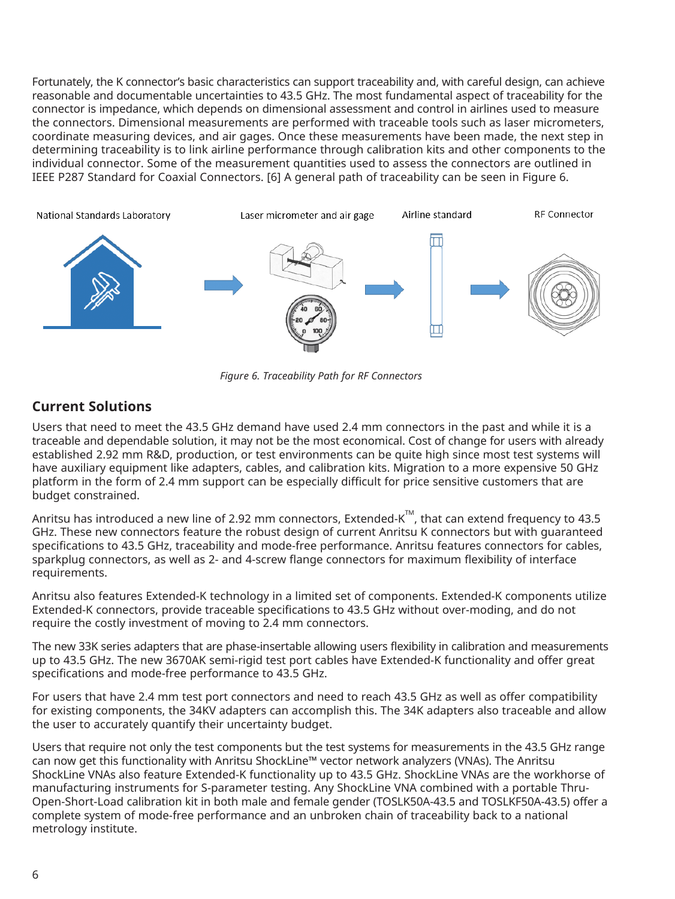Fortunately, the K connector's basic characteristics can support traceability and, with careful design, can achieve reasonable and documentable uncertainties to 43.5 GHz. The most fundamental aspect of traceability for the connector is impedance, which depends on dimensional assessment and control in airlines used to measure the connectors. Dimensional measurements are performed with traceable tools such as laser micrometers, coordinate measuring devices, and air gages. Once these measurements have been made, the next step in determining traceability is to link airline performance through calibration kits and other components to the individual connector. Some of the measurement quantities used to assess the connectors are outlined in IEEE P287 Standard for Coaxial Connectors. [6] A general path of traceability can be seen in Figure 6.

National Standards Laboratory → Laser micrometer and air gage → Airline standard → RF Connector

*Figure 6. Traceability Path for RF Connectors*

## Current Solutions

Users that need to meet the 43.5 GHz demand have used 2.4 mm connectors in the past and while it is a traceable and dependable solution, it may not be the most economical. Cost of change for users with already established 2.92 mm R&D, production, or test environments can be quite high since most test systems will have auxiliary equipment like adapters, cables, and calibration kits. Migration to a more expensive 50 GHz platform in the form of 2.4 mm support can be especially difficult for price sensitive customers that are budget constrained.

Anritsu has introduced a new line of 2.92 mm connectors, Extended-K™, that can extend frequency to 43.5 GHz. These new connectors feature the robust design of current Anritsu K connectors but with guaranteed specifications to 43.5 GHz, traceability and mode-free performance. Anritsu features connectors for cables, sparkplug connectors, as well as 2- and 4-screw flange connectors for maximum flexibility of interface requirements.

Anritsu also features Extended-K technology in a limited set of components. Extended-K components utilize Extended-K connectors, provide traceable specifications to 43.5 GHz without over-moding, and do not require the costly investment of moving to 2.4 mm connectors.

The new 33K series adapters that are phase-insertable allowing users flexibility in calibration and measurements up to 43.5 GHz. The new 3670AK semi-rigid test port cables have Extended-K functionality and offer great specifications and mode-free performance to 43.5 GHz.

For users that have 2.4 mm test port connectors and need to reach 43.5 GHz as well as offer compatibility for existing components, the 34KV adapters can accomplish this. The 34K adapters also traceable and allow the user to accurately quantify their uncertainty budget.

Users that require not only the test components but the test systems for measurements in the 43.5 GHz range can now get this functionality with Anritsu ShockLine™ vector network analyzers (VNAs). The Anritsu ShockLine VNAs also feature Extended-K functionality up to 43.5 GHz. ShockLine VNAs are the workhorse of manufacturing instruments for S-parameter testing. Any ShockLine VNA combined with a portable Thru-Open-Short-Load calibration kit in both male and female gender (TOSLK50A-43.5 and TOSLKF50A-43.5) offer a complete system of mode-free performance and an unbroken chain of traceability back to a national metrology institute.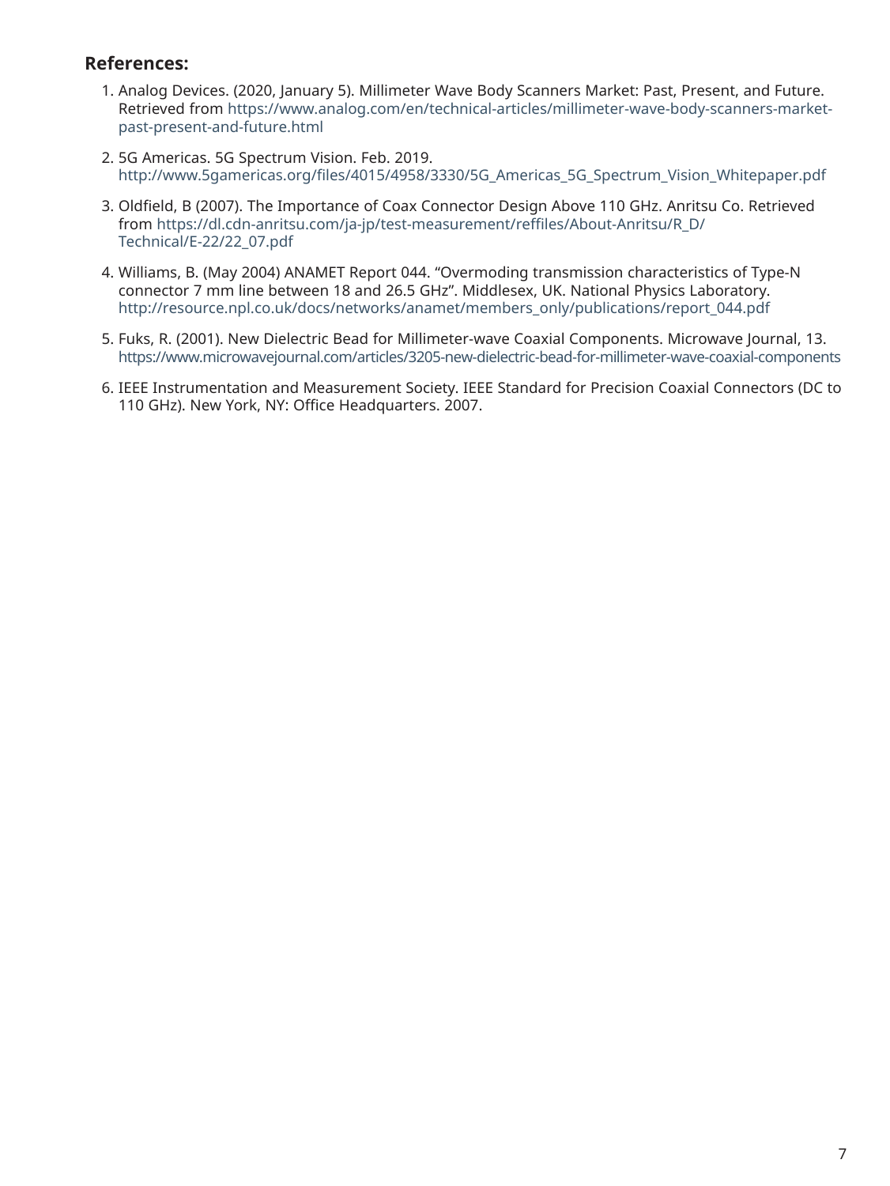**References:**

1. Analog Devices. (2020, January 5). Millimeter Wave Body Scanners Market: Past, Present, and Future. Retrieved from https://www.analog.com/en/technical-articles/millimeter-wave-body-scanners-market-past-present-and-future.html
2. 5G Americas. 5G Spectrum Vision. Feb. 2019. http://www.5gamericas.org/files/4015/4958/3330/5G_Americas_5G_Spectrum_Vision_Whitepaper.pdf
3. Oldfield, B (2007). The Importance of Coax Connector Design Above 110 GHz. Anritsu Co. Retrieved from https://dl.cdn-anritsu.com/ja-jp/test-measurement/reffiles/About-Anritsu/R_D/Technical/E-22/22_07.pdf
4. Williams, B. (May 2004) ANAMET Report 044. "Overmoding transmission characteristics of Type-N connector 7 mm line between 18 and 26.5 GHz". Middlesex, UK. National Physics Laboratory. http://resource.npl.co.uk/docs/networks/anamet/members_only/publications/report_044.pdf
5. Fuks, R. (2001). New Dielectric Bead for Millimeter-wave Coaxial Components. Microwave Journal, 13. https://www.microwavejournal.com/articles/3205-new-dielectric-bead-for-millimeter-wave-coaxial-components
6. IEEE Instrumentation and Measurement Society. IEEE Standard for Precision Coaxial Connectors (DC to 110 GHz). New York, NY: Office Headquarters. 2007.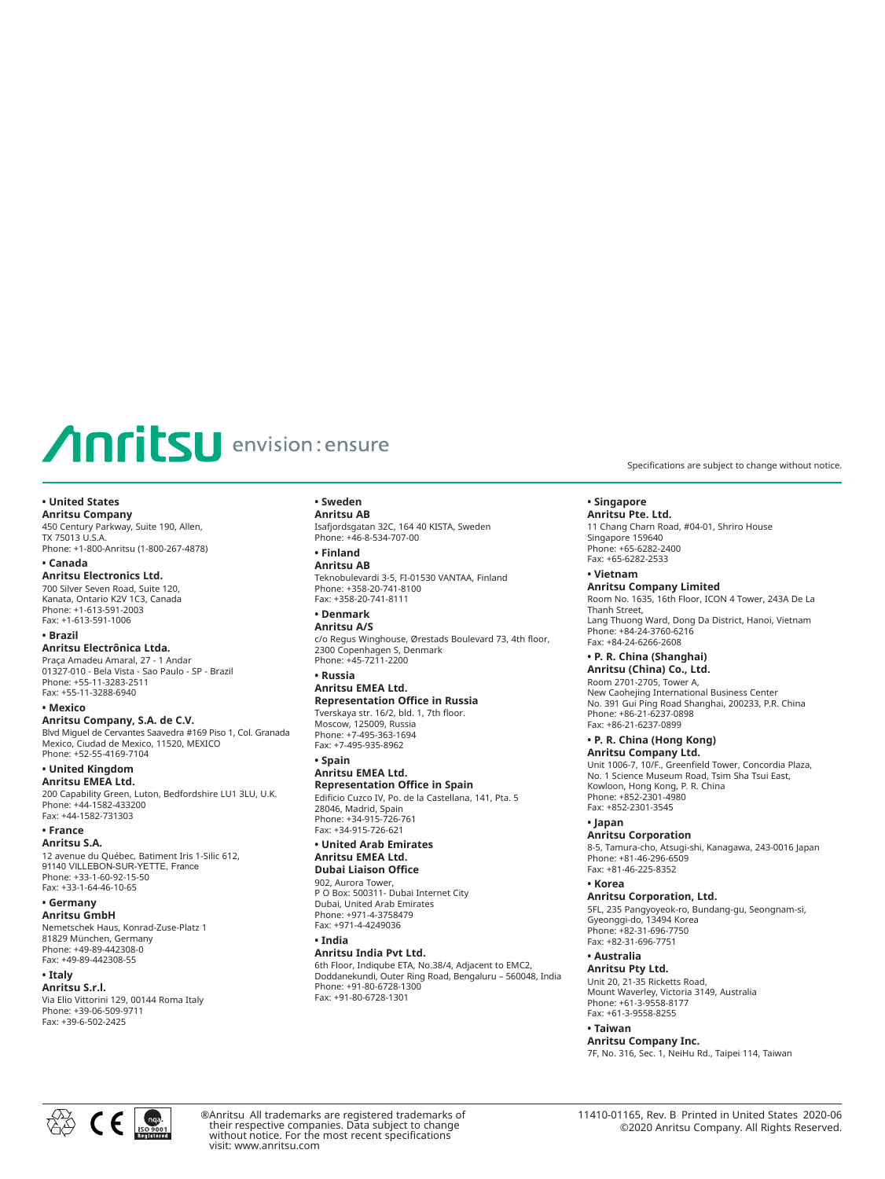Anritsu envision : ensure

Specifications are subject to change without notice.

**• United States**
**Anritsu Company**
450 Century Parkway, Suite 190, Allen,
TX 75013 U.S.A.
Phone: +1-800-Anritsu (1-800-267-4878)

**• Canada**
**Anritsu Electronics Ltd.**
700 Silver Seven Road, Suite 120,
Kanata, Ontario K2V 1C3, Canada
Phone: +1-613-591-2003
Fax: +1-613-591-1006

**• Brazil**
**Anritsu Electrônica Ltda.**
Praça Amadeu Amaral, 27 - 1 Andar
01327-010 - Bela Vista - Sao Paulo - SP - Brazil
Phone: +55-11-3283-2511
Fax: +55-11-3288-6940

**• Mexico**
**Anritsu Company, S.A. de C.V.**
Blvd Miguel de Cervantes Saavedra #169 Piso 1, Col. Granada
Mexico, Ciudad de Mexico, 11520, MEXICO
Phone: +52-55-4169-7104

**• United Kingdom**
**Anritsu EMEA Ltd.**
200 Capability Green, Luton, Bedfordshire LU1 3LU, U.K.
Phone: +44-1582-433200
Fax: +44-1582-731303

**• France**
**Anritsu S.A.**
12 avenue du Québec, Batiment Iris 1-Silic 612,
91140 VILLEBON-SUR-YETTE, France
Phone: +33-1-60-92-15-50
Fax: +33-1-64-46-10-65

**• Germany**
**Anritsu GmbH**
Nemetschek Haus, Konrad-Zuse-Platz 1
81829 München, Germany
Phone: +49-89-442308-0
Fax: +49-89-442308-55

**• Italy**
**Anritsu S.r.l.**
Via Elio Vittorini 129, 00144 Roma Italy
Phone: +39-06-509-9711
Fax: +39-6-502-2425

**• Sweden**
**Anritsu AB**
Isafjordsgatan 32C, 164 40 KISTA, Sweden
Phone: +46-8-534-707-00

**• Finland**
**Anritsu AB**
Teknobulevardi 3-5, FI-01530 VANTAA, Finland
Phone: +358-20-741-8100
Fax: +358-20-741-8111

**• Denmark**
**Anritsu A/S**
c/o Regus Winghouse, Ørestads Boulevard 73, 4th floor,
2300 Copenhagen S, Denmark
Phone: +45-7211-2200

**• Russia**
**Anritsu EMEA Ltd.**
**Representation Office in Russia**
Tverskaya str. 16/2, bld. 1, 7th floor.
Moscow, 125009, Russia
Phone: +7-495-363-1694
Fax: +7-495-935-8962

**• Spain**
**Anritsu EMEA Ltd.**
**Representation Office in Spain**
Edificio Cuzco IV, Po. de la Castellana, 141, Pta. 5
28046, Madrid, Spain
Phone: +34-915-726-761
Fax: +34-915-726-621

**• United Arab Emirates**
**Anritsu EMEA Ltd.**
**Dubai Liaison Office**
902, Aurora Tower,
P O Box: 500311- Dubai Internet City
Dubai, United Arab Emirates
Phone: +971-4-3758479
Fax: +971-4-4249036

**• India**
**Anritsu India Pvt Ltd.**
6th Floor, Indiqube ETA, No.38/4, Adjacent to EMC2,
Doddanekundi, Outer Ring Road, Bengaluru – 560048, India
Phone: +91-80-6728-1300
Fax: +91-80-6728-1301

**• Singapore**
**Anritsu Pte. Ltd.**
11 Chang Charn Road, #04-01, Shriro House
Singapore 159640
Phone: +65-6282-2400
Fax: +65-6282-2533

**• Vietnam**
**Anritsu Company Limited**
Room No. 1635, 16th Floor, ICON 4 Tower, 243A De La Thanh Street,
Lang Thuong Ward, Dong Da District, Hanoi, Vietnam
Phone: +84-24-3760-6216
Fax: +84-24-6266-2608

**• P. R. China (Shanghai)**
**Anritsu (China) Co., Ltd.**
Room 2701-2705, Tower A,
New Caohejing International Business Center
No. 391 Gui Ping Road Shanghai, 200233, P.R. China
Phone: +86-21-6237-0898
Fax: +86-21-6237-0899

**• P. R. China (Hong Kong)**
**Anritsu Company Ltd.**
Unit 1006-7, 10/F., Greenfield Tower, Concordia Plaza,
No. 1 Science Museum Road, Tsim Sha Tsui East,
Kowloon, Hong Kong, P. R. China
Phone: +852-2301-4980
Fax: +852-2301-3545

**• Japan**
**Anritsu Corporation**
8-5, Tamura-cho, Atsugi-shi, Kanagawa, 243-0016 Japan
Phone: +81-46-296-6509
Fax: +81-46-225-8352

**• Korea**
**Anritsu Corporation, Ltd.**
5FL, 235 Pangyoyeok-ro, Bundang-gu, Seongnam-si,
Gyeonggi-do, 13494 Korea
Phone: +82-31-696-7750
Fax: +82-31-696-7751

**• Australia**
**Anritsu Pty Ltd.**
Unit 20, 21-35 Ricketts Road,
Mount Waverley, Victoria 3149, Australia
Phone: +61-3-9558-8177
Fax: +61-3-9558-8255

**• Taiwan**
**Anritsu Company Inc.**
7F, No. 316, Sec. 1, NeiHu Rd., Taipei 114, Taiwan

®Anritsu All trademarks are registered trademarks of their respective companies. Data subject to change without notice. For the most recent specifications visit: www.anritsu.com

11410-01165, Rev. B Printed in United States 2020-06
©2020 Anritsu Company. All Rights Reserved.